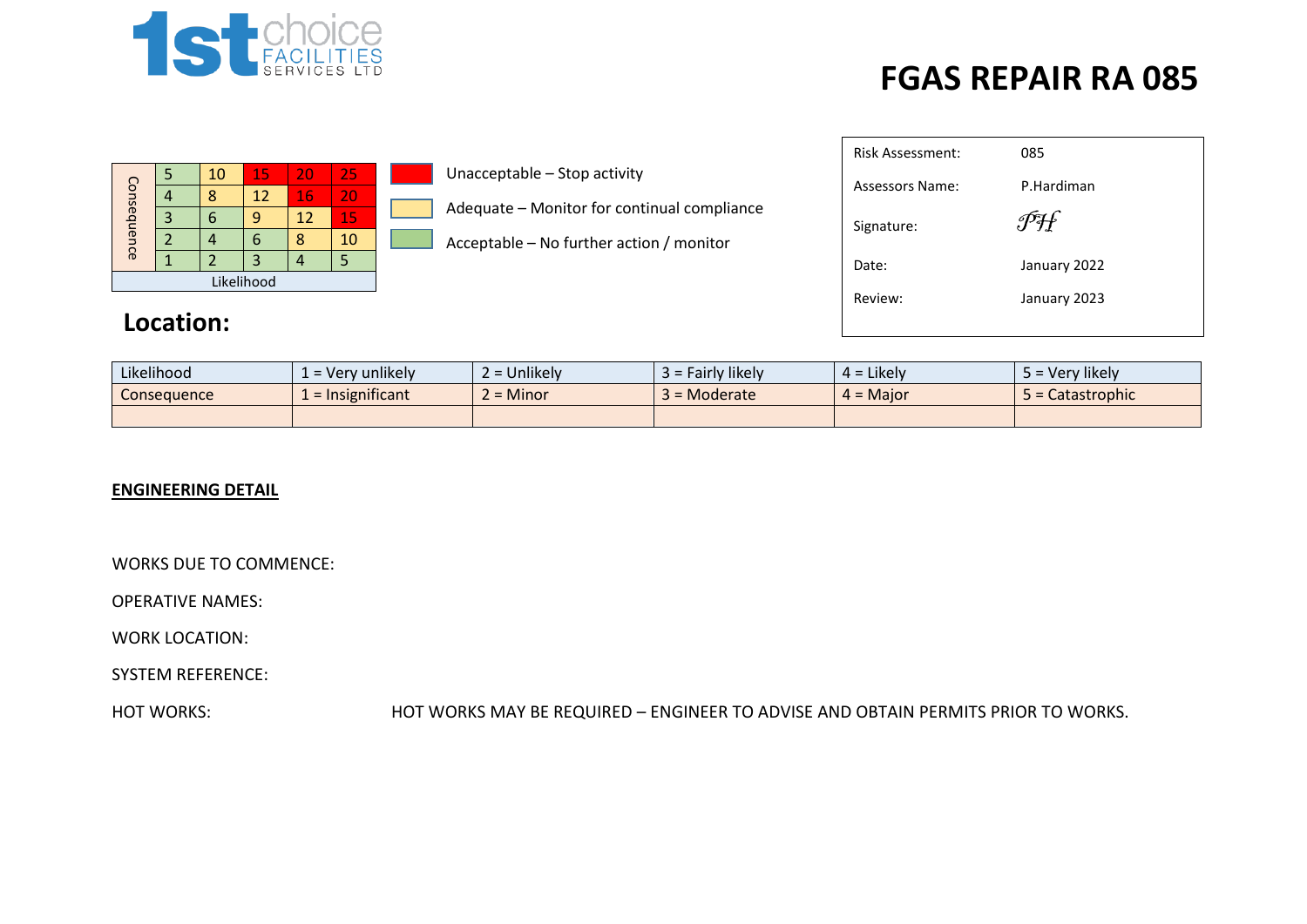1st choice FACILITIES SERVICES LTD

# FGAS REPAIR RA 085

| Consequence | | | | | |
|---|---|---|---|---|---|
| | 5 | 10 | 15 | 20 | 25 |
| | 4 | 8 | 12 | 16 | 20 |
| | 3 | 6 | 9 | 12 | 15 |
| | 2 | 4 | 6 | 8 | 10 |
| | 1 | 2 | 3 | 4 | 5 |
| Likelihood | | | | | |

- Unacceptable – Stop activity
- Adequate – Monitor for continual compliance
- Acceptable – No further action / monitor

| | |
|---|---|
| Risk Assessment: | 085 |
| Assessors Name: | P.Hardiman |
| Signature: | PH |
| Date: | January 2022 |
| Review: | January 2023 |

## Location:

| Likelihood | 1 = Very unlikely | 2 = Unlikely | 3 = Fairly likely | 4 = Likely | 5 = Very likely |
|---|---|---|---|---|---|
| Consequence | 1 = Insignificant | 2 = Minor | 3 = Moderate | 4 = Major | 5 = Catastrophic |
| | | | | | |

**ENGINEERING DETAIL**

WORKS DUE TO COMMENCE:

OPERATIVE NAMES:

WORK LOCATION:

SYSTEM REFERENCE:

HOT WORKS: HOT WORKS MAY BE REQUIRED – ENGINEER TO ADVISE AND OBTAIN PERMITS PRIOR TO WORKS.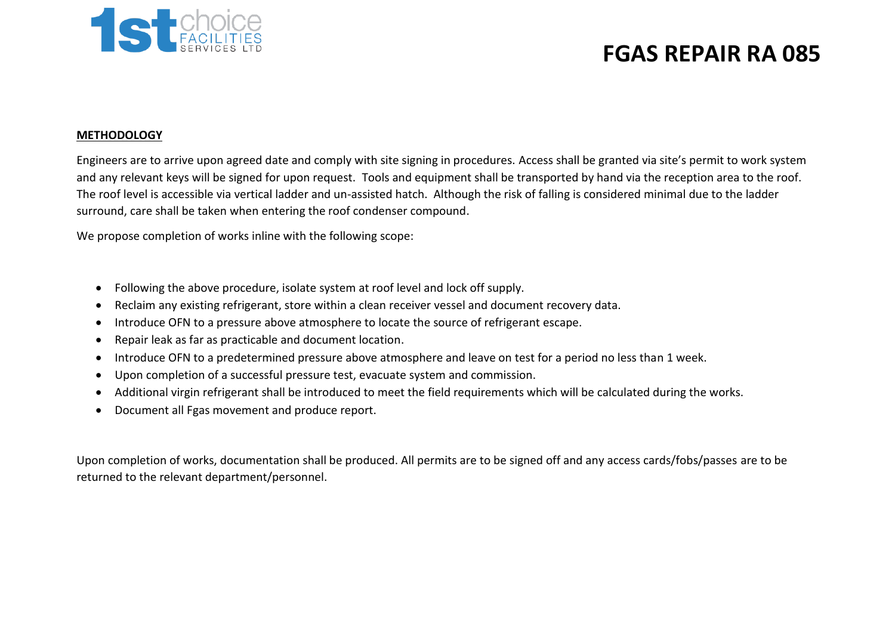# FGAS REPAIR RA 085

**METHODOLOGY**

Engineers are to arrive upon agreed date and comply with site signing in procedures. Access shall be granted via site's permit to work system and any relevant keys will be signed for upon request. Tools and equipment shall be transported by hand via the reception area to the roof. The roof level is accessible via vertical ladder and un-assisted hatch. Although the risk of falling is considered minimal due to the ladder surround, care shall be taken when entering the roof condenser compound.

We propose completion of works inline with the following scope:

- Following the above procedure, isolate system at roof level and lock off supply.
- Reclaim any existing refrigerant, store within a clean receiver vessel and document recovery data.
- Introduce OFN to a pressure above atmosphere to locate the source of refrigerant escape.
- Repair leak as far as practicable and document location.
- Introduce OFN to a predetermined pressure above atmosphere and leave on test for a period no less than 1 week.
- Upon completion of a successful pressure test, evacuate system and commission.
- Additional virgin refrigerant shall be introduced to meet the field requirements which will be calculated during the works.
- Document all Fgas movement and produce report.

Upon completion of works, documentation shall be produced. All permits are to be signed off and any access cards/fobs/passes are to be returned to the relevant department/personnel.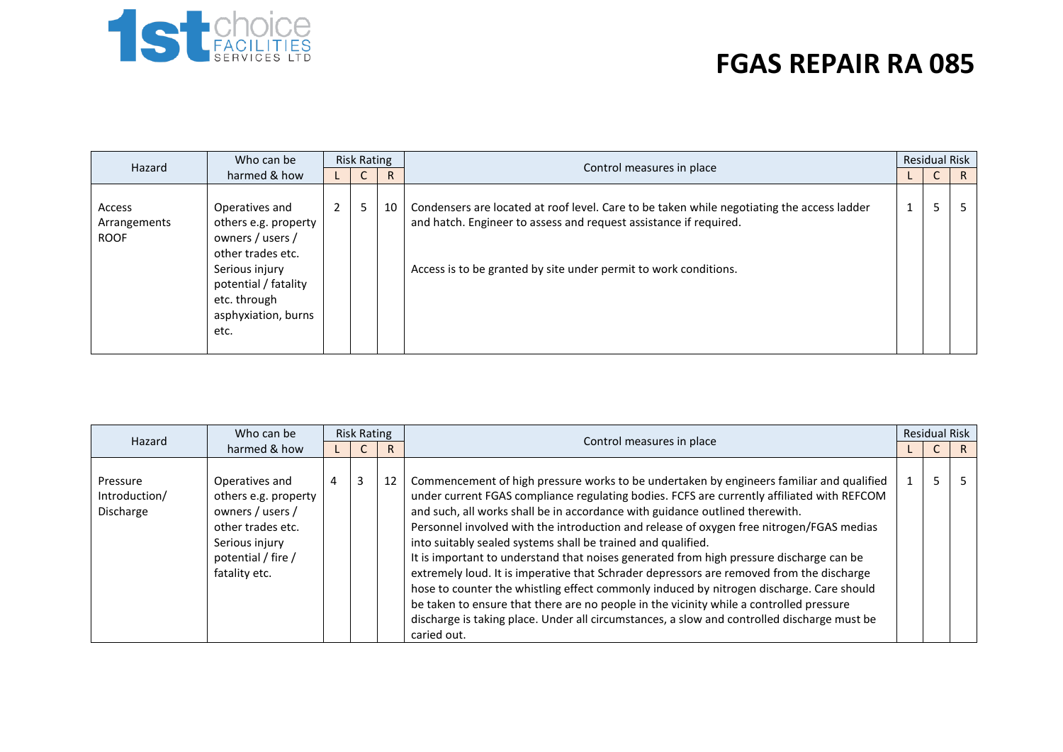# FGAS REPAIR RA 085

| Hazard | Who can be harmed & how | Risk Rating | | | Control measures in place | Residual Risk | | |
|---|---|---|---|---|---|---|---|---|
| | | L | C | R | | L | C | R |
| Access Arrangements ROOF | Operatives and others e.g. property owners / users / other trades etc. Serious injury potential / fatality etc. through asphyxiation, burns etc. | 2 | 5 | 10 | Condensers are located at roof level. Care to be taken while negotiating the access ladder and hatch. Engineer to assess and request assistance if required.<br><br>Access is to be granted by site under permit to work conditions. | 1 | 5 | 5 |

| Hazard | Who can be harmed & how | Risk Rating | | | Control measures in place | Residual Risk | | |
|---|---|---|---|---|---|---|---|---|
| | | L | C | R | | L | C | R |
| Pressure Introduction/ Discharge | Operatives and others e.g. property owners / users / other trades etc. Serious injury potential / fire / fatality etc. | 4 | 3 | 12 | Commencement of high pressure works to be undertaken by engineers familiar and qualified under current FGAS compliance regulating bodies. FCFS are currently affiliated with REFCOM and such, all works shall be in accordance with guidance outlined therewith.<br>Personnel involved with the introduction and release of oxygen free nitrogen/FGAS medias into suitably sealed systems shall be trained and qualified.<br>It is important to understand that noises generated from high pressure discharge can be extremely loud. It is imperative that Schrader depressors are removed from the discharge hose to counter the whistling effect commonly induced by nitrogen discharge. Care should be taken to ensure that there are no people in the vicinity while a controlled pressure discharge is taking place. Under all circumstances, a slow and controlled discharge must be caried out. | 1 | 5 | 5 |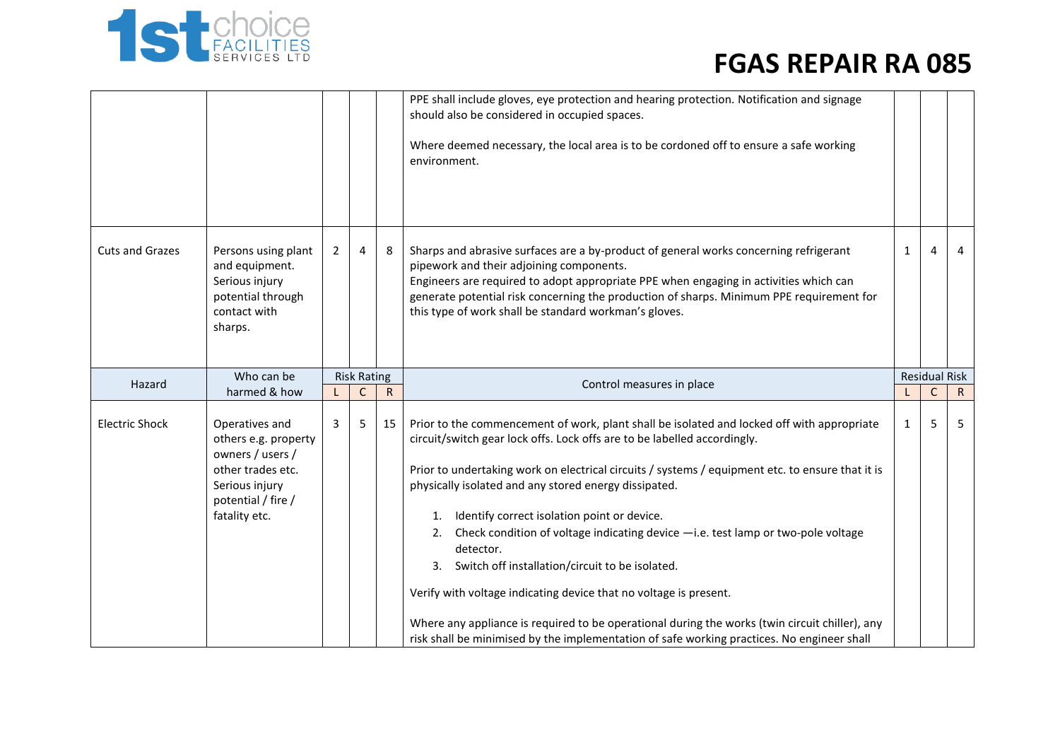# FGAS REPAIR RA 085

| | | | | | | | | |
|---|---|---|---|---|---|---|---|---|
| | | | | | PPE shall include gloves, eye protection and hearing protection. Notification and signage should also be considered in occupied spaces.<br><br>Where deemed necessary, the local area is to be cordoned off to ensure a safe working environment. | | | |
| Cuts and Grazes | Persons using plant and equipment. Serious injury potential through contact with sharps. | 2 | 4 | 8 | Sharps and abrasive surfaces are a by-product of general works concerning refrigerant pipework and their adjoining components.<br>Engineers are required to adopt appropriate PPE when engaging in activities which can generate potential risk concerning the production of sharps. Minimum PPE requirement for this type of work shall be standard workman's gloves. | 1 | 4 | 4 |

| Hazard | Who can be harmed & how | Risk Rating | | | Control measures in place | Residual Risk | | |
|---|---|---|---|---|---|---|---|---|
| | | L | C | R | | L | C | R |
| Electric Shock | Operatives and others e.g. property owners / users / other trades etc. Serious injury potential / fire / fatality etc. | 3 | 5 | 15 | Prior to the commencement of work, plant shall be isolated and locked off with appropriate circuit/switch gear lock offs. Lock offs are to be labelled accordingly.<br><br>Prior to undertaking work on electrical circuits / systems / equipment etc. to ensure that it is physically isolated and any stored energy dissipated.<br><br>1. Identify correct isolation point or device.<br>2. Check condition of voltage indicating device —i.e. test lamp or two-pole voltage detector.<br>3. Switch off installation/circuit to be isolated.<br><br>Verify with voltage indicating device that no voltage is present.<br><br>Where any appliance is required to be operational during the works (twin circuit chiller), any risk shall be minimised by the implementation of safe working practices. No engineer shall | 1 | 5 | 5 |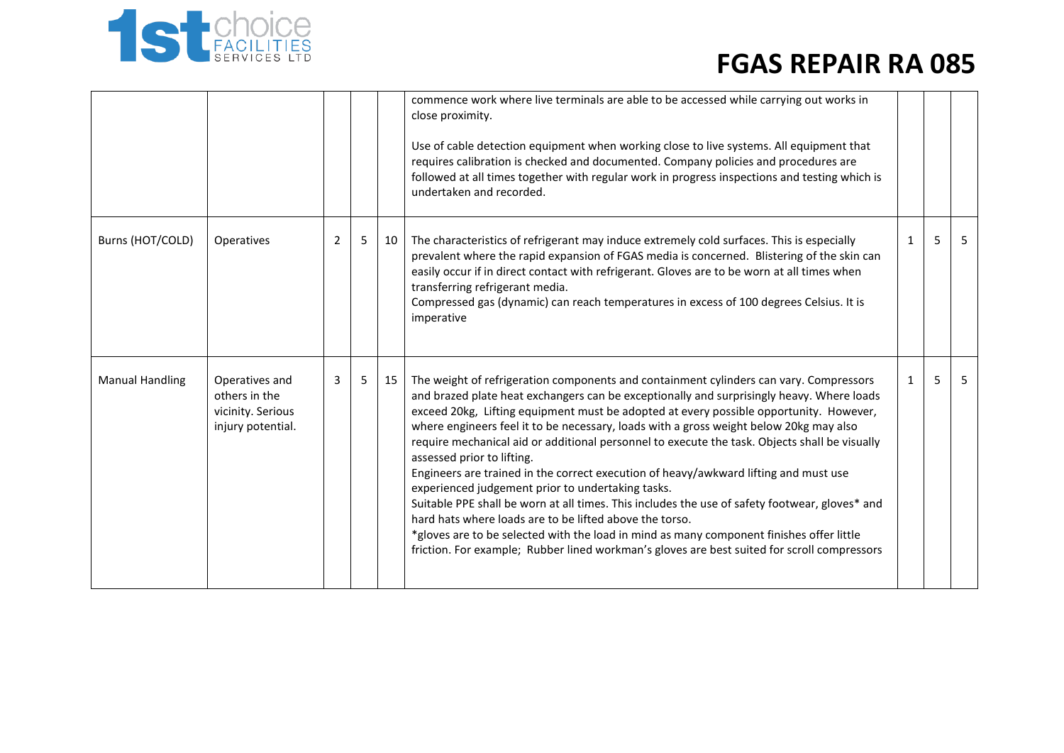# FGAS REPAIR RA 085

| | | | | | | | | |
|---|---|---|---|---|---|---|---|---|
| | | | | | commence work where live terminals are able to be accessed while carrying out works in close proximity.<br><br>Use of cable detection equipment when working close to live systems. All equipment that requires calibration is checked and documented. Company policies and procedures are followed at all times together with regular work in progress inspections and testing which is undertaken and recorded. | | | |
| Burns (HOT/COLD) | Operatives | 2 | 5 | 10 | The characteristics of refrigerant may induce extremely cold surfaces. This is especially prevalent where the rapid expansion of FGAS media is concerned. Blistering of the skin can easily occur if in direct contact with refrigerant. Gloves are to be worn at all times when transferring refrigerant media.<br>Compressed gas (dynamic) can reach temperatures in excess of 100 degrees Celsius. It is imperative | 1 | 5 | 5 |
| Manual Handling | Operatives and others in the vicinity. Serious injury potential. | 3 | 5 | 15 | The weight of refrigeration components and containment cylinders can vary. Compressors and brazed plate heat exchangers can be exceptionally and surprisingly heavy. Where loads exceed 20kg, Lifting equipment must be adopted at every possible opportunity. However, where engineers feel it to be necessary, loads with a gross weight below 20kg may also require mechanical aid or additional personnel to execute the task. Objects shall be visually assessed prior to lifting.<br>Engineers are trained in the correct execution of heavy/awkward lifting and must use experienced judgement prior to undertaking tasks.<br>Suitable PPE shall be worn at all times. This includes the use of safety footwear, gloves* and hard hats where loads are to be lifted above the torso.<br>*gloves are to be selected with the load in mind as many component finishes offer little friction. For example; Rubber lined workman's gloves are best suited for scroll compressors | 1 | 5 | 5 |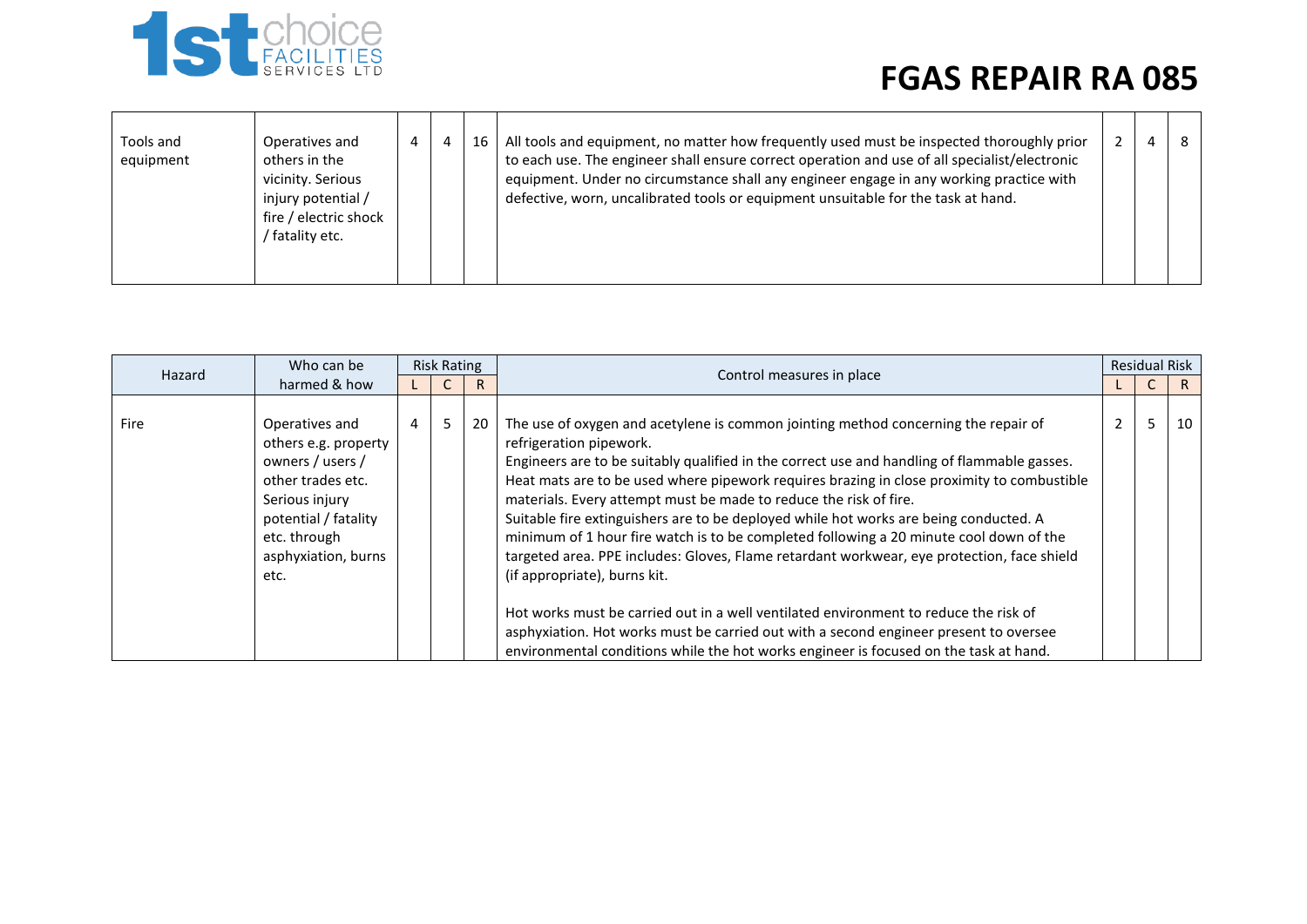# FGAS REPAIR RA 085

| | | | | | | | | |
|---|---|---|---|---|---|---|---|---|
| Tools and equipment | Operatives and others in the vicinity. Serious injury potential / fire / electric shock / fatality etc. | 4 | 4 | 16 | All tools and equipment, no matter how frequently used must be inspected thoroughly prior to each use. The engineer shall ensure correct operation and use of all specialist/electronic equipment. Under no circumstance shall any engineer engage in any working practice with defective, worn, uncalibrated tools or equipment unsuitable for the task at hand. | 2 | 4 | 8 |

| Hazard | Who can be harmed & how | Risk Rating | | | Control measures in place | Residual Risk | | |
|---|---|---|---|---|---|---|---|---|
| | | L | C | R | | L | C | R |
| Fire | Operatives and others e.g. property owners / users / other trades etc. Serious injury potential / fatality etc. through asphyxiation, burns etc. | 4 | 5 | 20 | The use of oxygen and acetylene is common jointing method concerning the repair of refrigeration pipework.<br>Engineers are to be suitably qualified in the correct use and handling of flammable gasses. Heat mats are to be used where pipework requires brazing in close proximity to combustible materials. Every attempt must be made to reduce the risk of fire.<br>Suitable fire extinguishers are to be deployed while hot works are being conducted. A minimum of 1 hour fire watch is to be completed following a 20 minute cool down of the targeted area. PPE includes: Gloves, Flame retardant workwear, eye protection, face shield (if appropriate), burns kit.<br><br>Hot works must be carried out in a well ventilated environment to reduce the risk of asphyxiation. Hot works must be carried out with a second engineer present to oversee environmental conditions while the hot works engineer is focused on the task at hand. | 2 | 5 | 10 |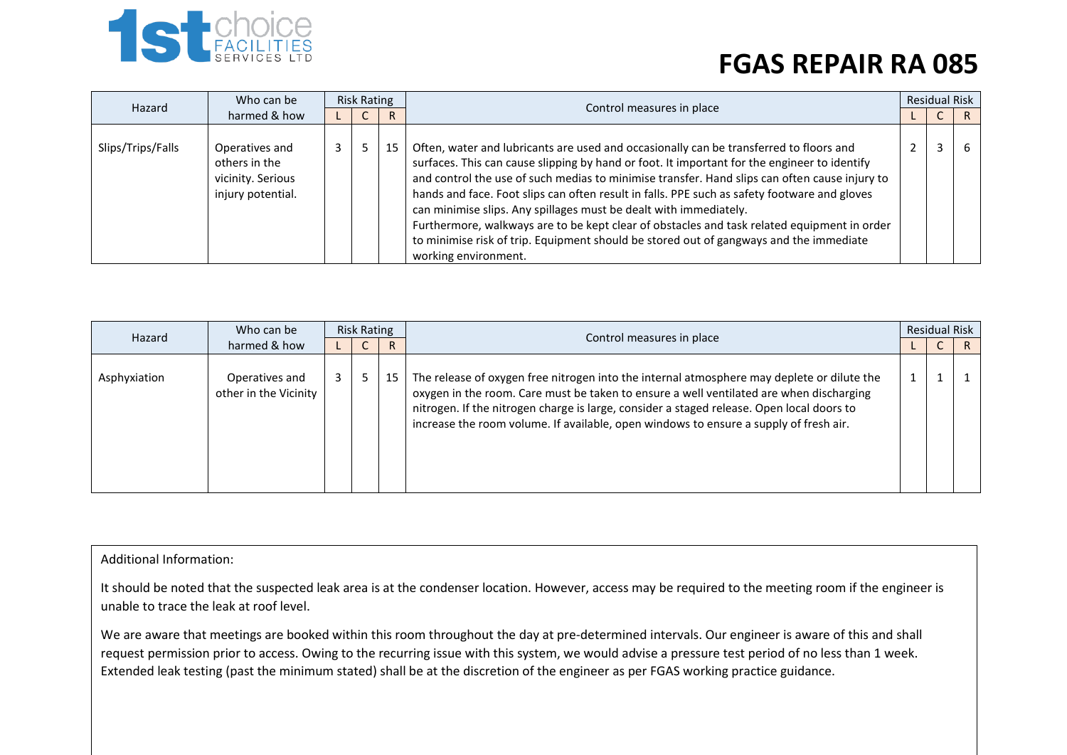# FGAS REPAIR RA 085

| Hazard | Who can be harmed & how | Risk Rating | | | Control measures in place | Residual Risk | | |
|---|---|---|---|---|---|---|---|---|
| | | L | C | R | | L | C | R |
| Slips/Trips/Falls | Operatives and others in the vicinity. Serious injury potential. | 3 | 5 | 15 | Often, water and lubricants are used and occasionally can be transferred to floors and surfaces. This can cause slipping by hand or foot. It important for the engineer to identify and control the use of such medias to minimise transfer. Hand slips can often cause injury to hands and face. Foot slips can often result in falls. PPE such as safety footware and gloves can minimise slips. Any spillages must be dealt with immediately. Furthermore, walkways are to be kept clear of obstacles and task related equipment in order to minimise risk of trip. Equipment should be stored out of gangways and the immediate working environment. | 2 | 3 | 6 |

| Hazard | Who can be harmed & how | Risk Rating | | | Control measures in place | Residual Risk | | |
|---|---|---|---|---|---|---|---|---|
| | | L | C | R | | L | C | R |
| Asphyxiation | Operatives and other in the Vicinity | 3 | 5 | 15 | The release of oxygen free nitrogen into the internal atmosphere may deplete or dilute the oxygen in the room. Care must be taken to ensure a well ventilated are when discharging nitrogen. If the nitrogen charge is large, consider a staged release. Open local doors to increase the room volume. If available, open windows to ensure a supply of fresh air. | 1 | 1 | 1 |

Additional Information:

It should be noted that the suspected leak area is at the condenser location. However, access may be required to the meeting room if the engineer is unable to trace the leak at roof level.

We are aware that meetings are booked within this room throughout the day at pre-determined intervals. Our engineer is aware of this and shall request permission prior to access. Owing to the recurring issue with this system, we would advise a pressure test period of no less than 1 week. Extended leak testing (past the minimum stated) shall be at the discretion of the engineer as per FGAS working practice guidance.